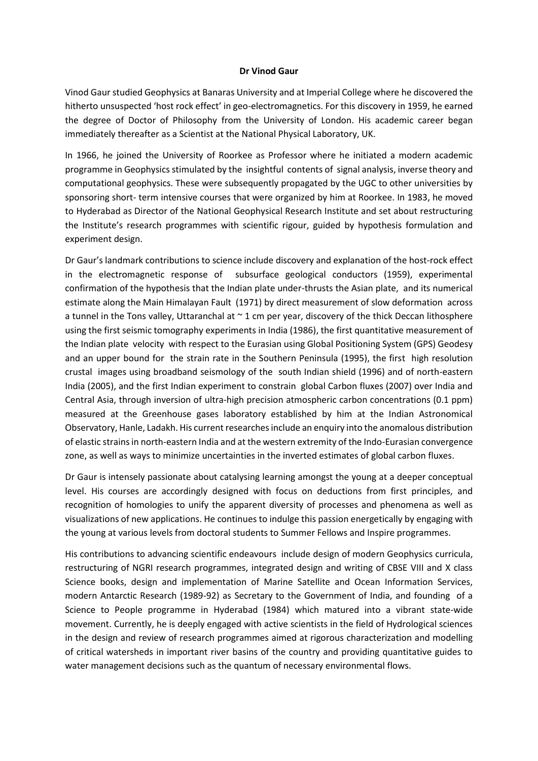**Dr Vinod Gaur**

Vinod Gaur studied Geophysics at Banaras University and at Imperial College where he discovered the hitherto unsuspected 'host rock effect' in geo-electromagnetics. For this discovery in 1959, he earned the degree of Doctor of Philosophy from the University of London. His academic career began immediately thereafter as a Scientist at the National Physical Laboratory, UK.

In 1966, he joined the University of Roorkee as Professor where he initiated a modern academic programme in Geophysics stimulated by the insightful contents of signal analysis, inverse theory and computational geophysics. These were subsequently propagated by the UGC to other universities by sponsoring short- term intensive courses that were organized by him at Roorkee. In 1983, he moved to Hyderabad as Director of the National Geophysical Research Institute and set about restructuring the Institute's research programmes with scientific rigour, guided by hypothesis formulation and experiment design.

Dr Gaur's landmark contributions to science include discovery and explanation of the host-rock effect in the electromagnetic response of subsurface geological conductors (1959), experimental confirmation of the hypothesis that the Indian plate under-thrusts the Asian plate, and its numerical estimate along the Main Himalayan Fault (1971) by direct measurement of slow deformation across a tunnel in the Tons valley, Uttaranchal at ~ 1 cm per year, discovery of the thick Deccan lithosphere using the first seismic tomography experiments in India (1986), the first quantitative measurement of the Indian plate velocity with respect to the Eurasian using Global Positioning System (GPS) Geodesy and an upper bound for the strain rate in the Southern Peninsula (1995), the first high resolution crustal images using broadband seismology of the south Indian shield (1996) and of north-eastern India (2005), and the first Indian experiment to constrain global Carbon fluxes (2007) over India and Central Asia, through inversion of ultra-high precision atmospheric carbon concentrations (0.1 ppm) measured at the Greenhouse gases laboratory established by him at the Indian Astronomical Observatory, Hanle, Ladakh. His current researches include an enquiry into the anomalous distribution of elastic strains in north-eastern India and at the western extremity of the Indo-Eurasian convergence zone, as well as ways to minimize uncertainties in the inverted estimates of global carbon fluxes.

Dr Gaur is intensely passionate about catalysing learning amongst the young at a deeper conceptual level. His courses are accordingly designed with focus on deductions from first principles, and recognition of homologies to unify the apparent diversity of processes and phenomena as well as visualizations of new applications. He continues to indulge this passion energetically by engaging with the young at various levels from doctoral students to Summer Fellows and Inspire programmes.

His contributions to advancing scientific endeavours include design of modern Geophysics curricula, restructuring of NGRI research programmes, integrated design and writing of CBSE VIII and X class Science books, design and implementation of Marine Satellite and Ocean Information Services, modern Antarctic Research (1989-92) as Secretary to the Government of India, and founding of a Science to People programme in Hyderabad (1984) which matured into a vibrant state-wide movement. Currently, he is deeply engaged with active scientists in the field of Hydrological sciences in the design and review of research programmes aimed at rigorous characterization and modelling of critical watersheds in important river basins of the country and providing quantitative guides to water management decisions such as the quantum of necessary environmental flows.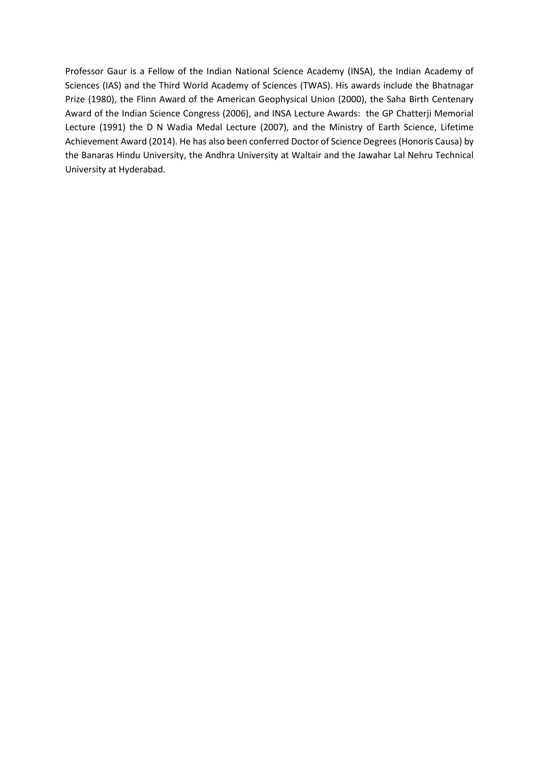Professor Gaur is a Fellow of the Indian National Science Academy (INSA), the Indian Academy of Sciences (IAS) and the Third World Academy of Sciences (TWAS). His awards include the Bhatnagar Prize (1980), the Flinn Award of the American Geophysical Union (2000), the Saha Birth Centenary Award of the Indian Science Congress (2006), and INSA Lecture Awards: the GP Chatterji Memorial Lecture (1991) the D N Wadia Medal Lecture (2007), and the Ministry of Earth Science, Lifetime Achievement Award (2014). He has also been conferred Doctor of Science Degrees (Honoris Causa) by the Banaras Hindu University, the Andhra University at Waltair and the Jawahar Lal Nehru Technical University at Hyderabad.